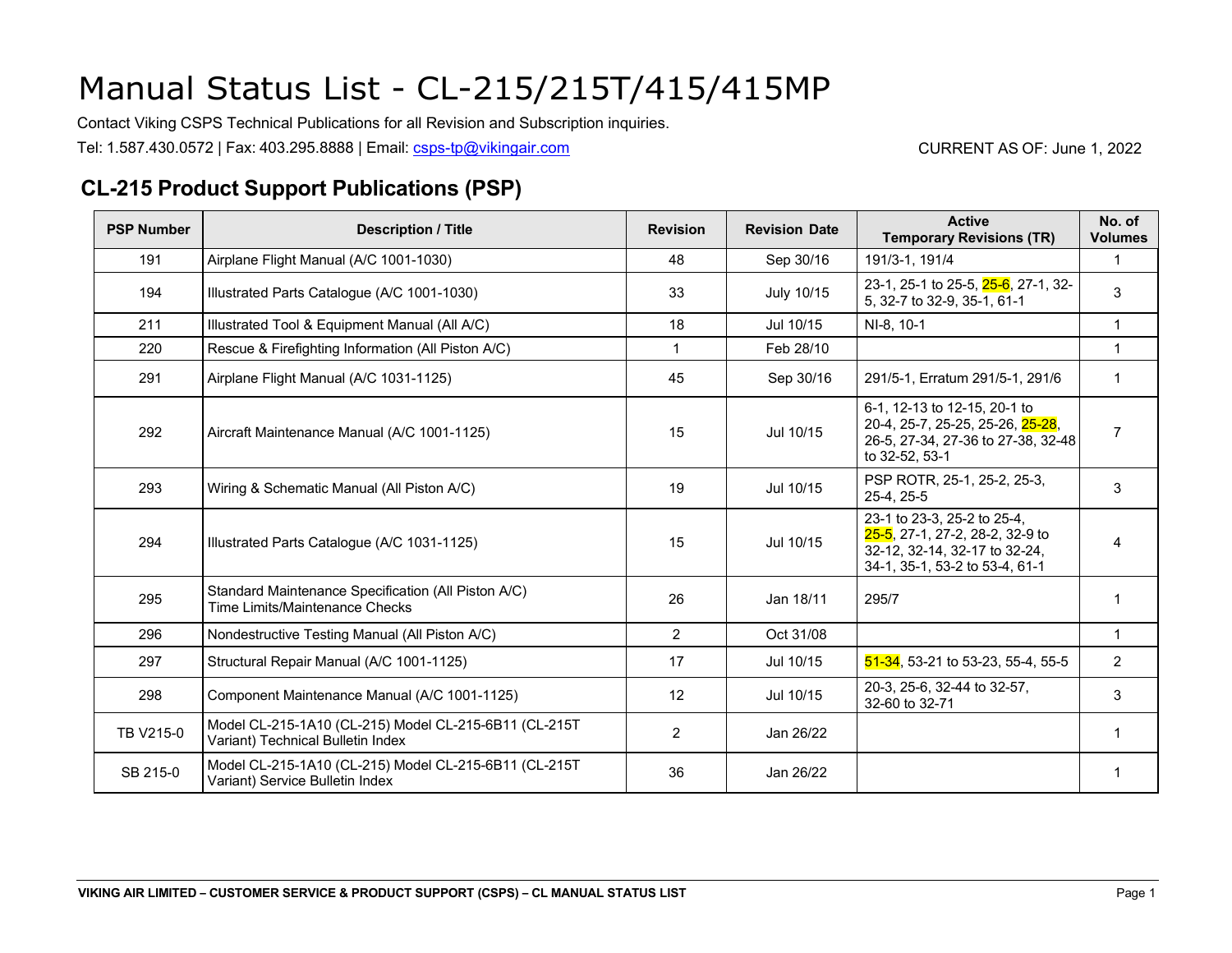# Manual Status List - CL-215/215T/415/415MP

Contact Viking CSPS Technical Publications for all Revision and Subscription inquiries.

Tel: 1.587.430.0572 | Fax: 403.295.8888 | Email: csps-tp@vikingair.com

CURRENT AS OF: June 1, 2022

## CL-215 Product Support Publications (PSP)

| PSP Number | Description / Title | Revision | Revision Date | Active Temporary Revisions (TR) | No. of Volumes |
|---|---|---|---|---|---|
| 191 | Airplane Flight Manual (A/C 1001-1030) | 48 | Sep 30/16 | 191/3-1, 191/4 | 1 |
| 194 | Illustrated Parts Catalogue (A/C 1001-1030) | 33 | July 10/15 | 23-1, 25-1 to 25-5, 25-6, 27-1, 32-5, 32-7 to 32-9, 35-1, 61-1 | 3 |
| 211 | Illustrated Tool & Equipment Manual (All A/C) | 18 | Jul 10/15 | NI-8, 10-1 | 1 |
| 220 | Rescue & Firefighting Information (All Piston A/C) | 1 | Feb 28/10 | | 1 |
| 291 | Airplane Flight Manual (A/C 1031-1125) | 45 | Sep 30/16 | 291/5-1, Erratum 291/5-1, 291/6 | 1 |
| 292 | Aircraft Maintenance Manual (A/C 1001-1125) | 15 | Jul 10/15 | 6-1, 12-13 to 12-15, 20-1 to 20-4, 25-7, 25-25, 25-26, 25-28, 26-5, 27-34, 27-36 to 27-38, 32-48 to 32-52, 53-1 | 7 |
| 293 | Wiring & Schematic Manual (All Piston A/C) | 19 | Jul 10/15 | PSP ROTR, 25-1, 25-2, 25-3, 25-4, 25-5 | 3 |
| 294 | Illustrated Parts Catalogue (A/C 1031-1125) | 15 | Jul 10/15 | 23-1 to 23-3, 25-2 to 25-4, 25-5, 27-1, 27-2, 28-2, 32-9 to 32-12, 32-14, 32-17 to 32-24, 34-1, 35-1, 53-2 to 53-4, 61-1 | 4 |
| 295 | Standard Maintenance Specification (All Piston A/C) Time Limits/Maintenance Checks | 26 | Jan 18/11 | 295/7 | 1 |
| 296 | Nondestructive Testing Manual (All Piston A/C) | 2 | Oct 31/08 | | 1 |
| 297 | Structural Repair Manual (A/C 1001-1125) | 17 | Jul 10/15 | 51-34, 53-21 to 53-23, 55-4, 55-5 | 2 |
| 298 | Component Maintenance Manual (A/C 1001-1125) | 12 | Jul 10/15 | 20-3, 25-6, 32-44 to 32-57, 32-60 to 32-71 | 3 |
| TB V215-0 | Model CL-215-1A10 (CL-215) Model CL-215-6B11 (CL-215T Variant) Technical Bulletin Index | 2 | Jan 26/22 | | 1 |
| SB 215-0 | Model CL-215-1A10 (CL-215) Model CL-215-6B11 (CL-215T Variant) Service Bulletin Index | 36 | Jan 26/22 | | 1 |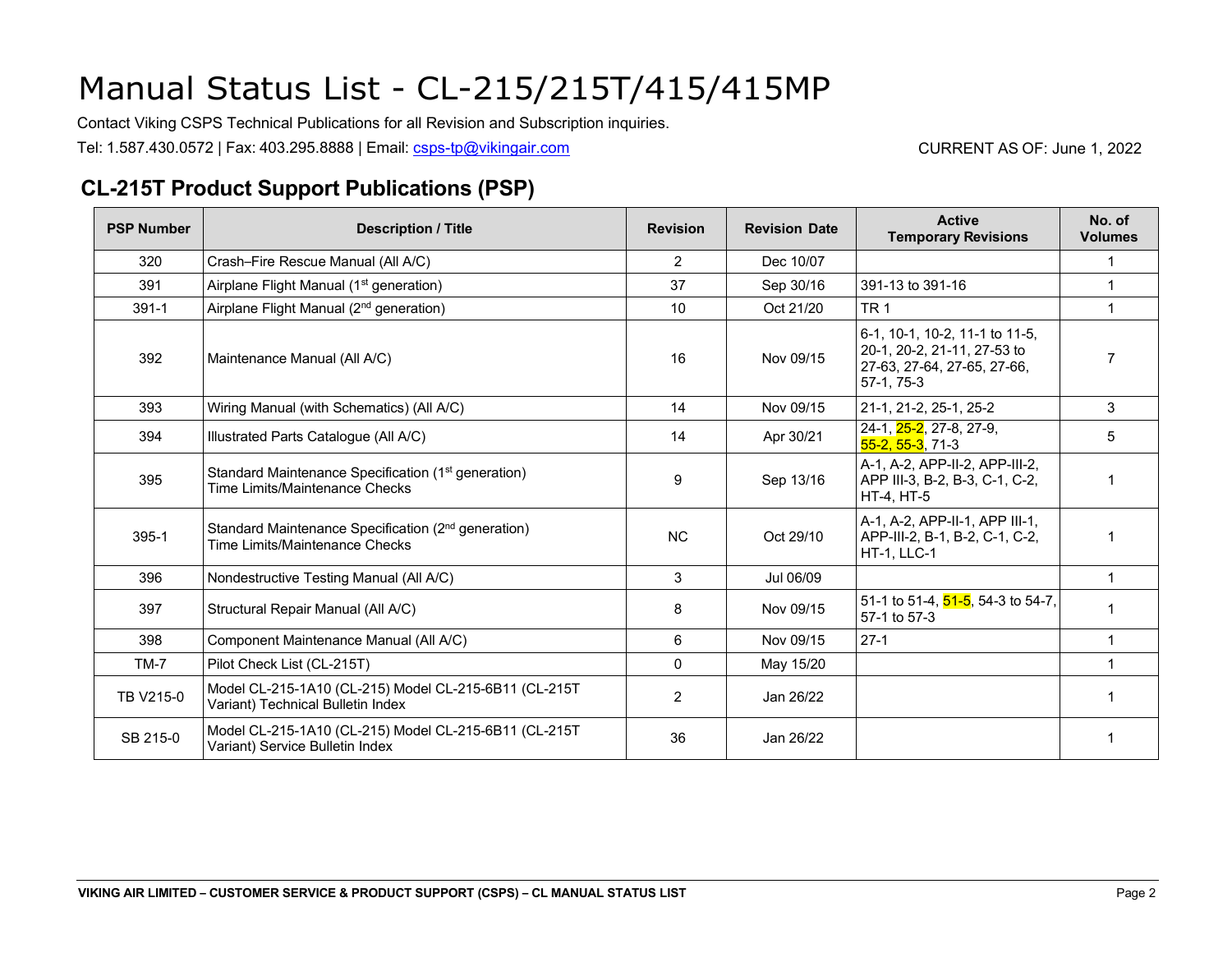# Manual Status List - CL-215/215T/415/415MP

Contact Viking CSPS Technical Publications for all Revision and Subscription inquiries.

Tel: 1.587.430.0572 | Fax: 403.295.8888 | Email: csps-tp@vikingair.com

CURRENT AS OF: June 1, 2022

## CL-215T Product Support Publications (PSP)

| PSP Number | Description / Title | Revision | Revision Date | Active Temporary Revisions | No. of Volumes |
|---|---|---|---|---|---|
| 320 | Crash–Fire Rescue Manual (All A/C) | 2 | Dec 10/07 | | 1 |
| 391 | Airplane Flight Manual (1st generation) | 37 | Sep 30/16 | 391-13 to 391-16 | 1 |
| 391-1 | Airplane Flight Manual (2nd generation) | 10 | Oct 21/20 | TR 1 | 1 |
| 392 | Maintenance Manual (All A/C) | 16 | Nov 09/15 | 6-1, 10-1, 10-2, 11-1 to 11-5, 20-1, 20-2, 21-11, 27-53 to 27-63, 27-64, 27-65, 27-66, 57-1, 75-3 | 7 |
| 393 | Wiring Manual (with Schematics) (All A/C) | 14 | Nov 09/15 | 21-1, 21-2, 25-1, 25-2 | 3 |
| 394 | Illustrated Parts Catalogue (All A/C) | 14 | Apr 30/21 | 24-1, 25-2, 27-8, 27-9, 55-2, 55-3, 71-3 | 5 |
| 395 | Standard Maintenance Specification (1st generation) Time Limits/Maintenance Checks | 9 | Sep 13/16 | A-1, A-2, APP-II-2, APP-III-2, APP III-3, B-2, B-3, C-1, C-2, HT-4, HT-5 | 1 |
| 395-1 | Standard Maintenance Specification (2nd generation) Time Limits/Maintenance Checks | NC | Oct 29/10 | A-1, A-2, APP-II-1, APP III-1, APP-III-2, B-1, B-2, C-1, C-2, HT-1, LLC-1 | 1 |
| 396 | Nondestructive Testing Manual (All A/C) | 3 | Jul 06/09 | | 1 |
| 397 | Structural Repair Manual (All A/C) | 8 | Nov 09/15 | 51-1 to 51-4, 51-5, 54-3 to 54-7, 57-1 to 57-3 | 1 |
| 398 | Component Maintenance Manual (All A/C) | 6 | Nov 09/15 | 27-1 | 1 |
| TM-7 | Pilot Check List (CL-215T) | 0 | May 15/20 | | 1 |
| TB V215-0 | Model CL-215-1A10 (CL-215) Model CL-215-6B11 (CL-215T Variant) Technical Bulletin Index | 2 | Jan 26/22 | | 1 |
| SB 215-0 | Model CL-215-1A10 (CL-215) Model CL-215-6B11 (CL-215T Variant) Service Bulletin Index | 36 | Jan 26/22 | | 1 |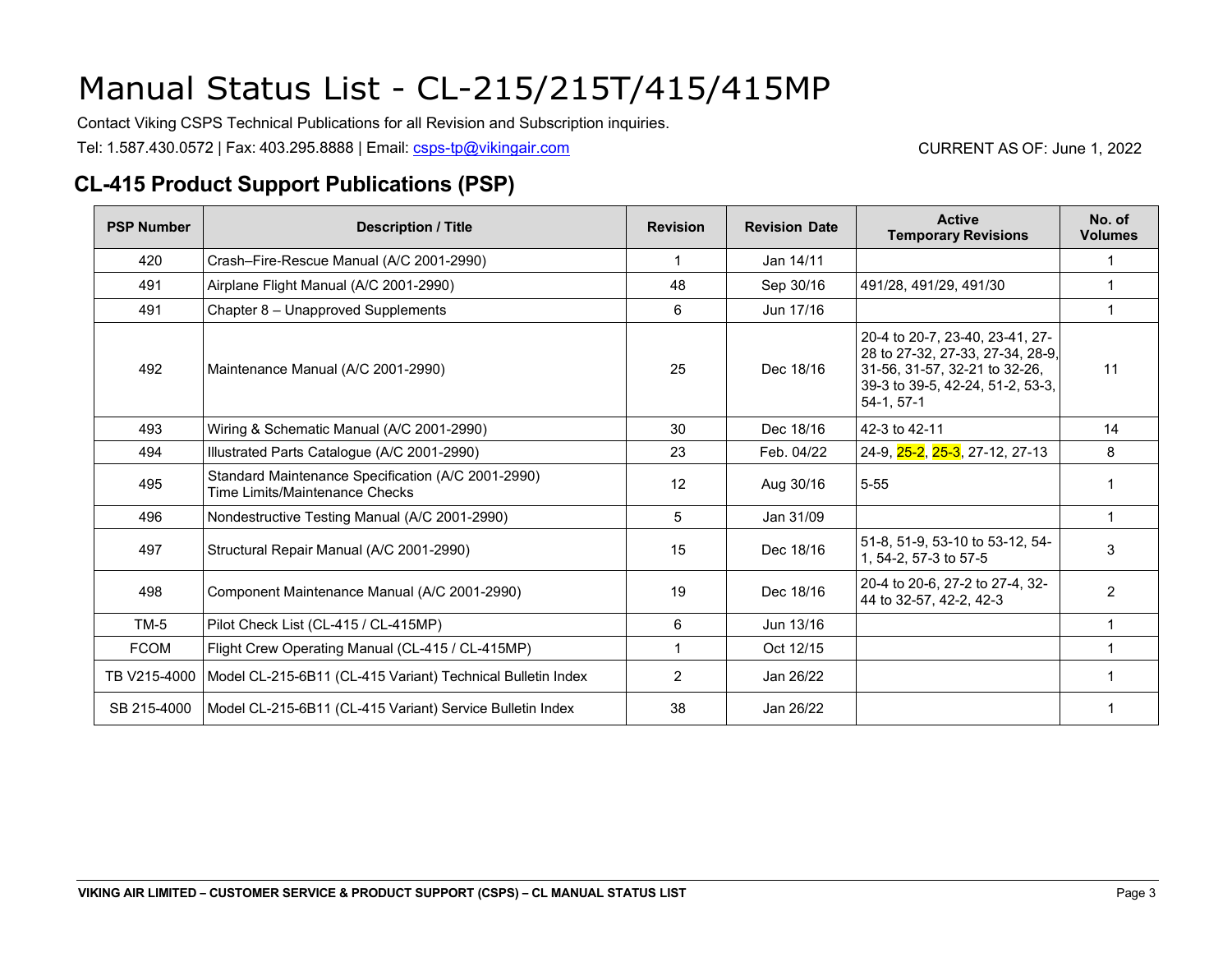# Manual Status List - CL-215/215T/415/415MP

Contact Viking CSPS Technical Publications for all Revision and Subscription inquiries.

Tel: 1.587.430.0572 | Fax: 403.295.8888 | Email: csps-tp@vikingair.com

CURRENT AS OF: June 1, 2022

## CL-415 Product Support Publications (PSP)

| PSP Number | Description / Title | Revision | Revision Date | Active Temporary Revisions | No. of Volumes |
|---|---|---|---|---|---|
| 420 | Crash–Fire-Rescue Manual (A/C 2001-2990) | 1 | Jan 14/11 | | 1 |
| 491 | Airplane Flight Manual (A/C 2001-2990) | 48 | Sep 30/16 | 491/28, 491/29, 491/30 | 1 |
| 491 | Chapter 8 – Unapproved Supplements | 6 | Jun 17/16 | | 1 |
| 492 | Maintenance Manual (A/C 2001-2990) | 25 | Dec 18/16 | 20-4 to 20-7, 23-40, 23-41, 27-28 to 27-32, 27-33, 27-34, 28-9, 31-56, 31-57, 32-21 to 32-26, 39-3 to 39-5, 42-24, 51-2, 53-3, 54-1, 57-1 | 11 |
| 493 | Wiring & Schematic Manual (A/C 2001-2990) | 30 | Dec 18/16 | 42-3 to 42-11 | 14 |
| 494 | Illustrated Parts Catalogue (A/C 2001-2990) | 23 | Feb. 04/22 | 24-9, 25-2, 25-3, 27-12, 27-13 | 8 |
| 495 | Standard Maintenance Specification (A/C 2001-2990) Time Limits/Maintenance Checks | 12 | Aug 30/16 | 5-55 | 1 |
| 496 | Nondestructive Testing Manual (A/C 2001-2990) | 5 | Jan 31/09 | | 1 |
| 497 | Structural Repair Manual (A/C 2001-2990) | 15 | Dec 18/16 | 51-8, 51-9, 53-10 to 53-12, 54-1, 54-2, 57-3 to 57-5 | 3 |
| 498 | Component Maintenance Manual (A/C 2001-2990) | 19 | Dec 18/16 | 20-4 to 20-6, 27-2 to 27-4, 32-44 to 32-57, 42-2, 42-3 | 2 |
| TM-5 | Pilot Check List (CL-415 / CL-415MP) | 6 | Jun 13/16 | | 1 |
| FCOM | Flight Crew Operating Manual (CL-415 / CL-415MP) | 1 | Oct 12/15 | | 1 |
| TB V215-4000 | Model CL-215-6B11 (CL-415 Variant) Technical Bulletin Index | 2 | Jan 26/22 | | 1 |
| SB 215-4000 | Model CL-215-6B11 (CL-415 Variant) Service Bulletin Index | 38 | Jan 26/22 | | 1 |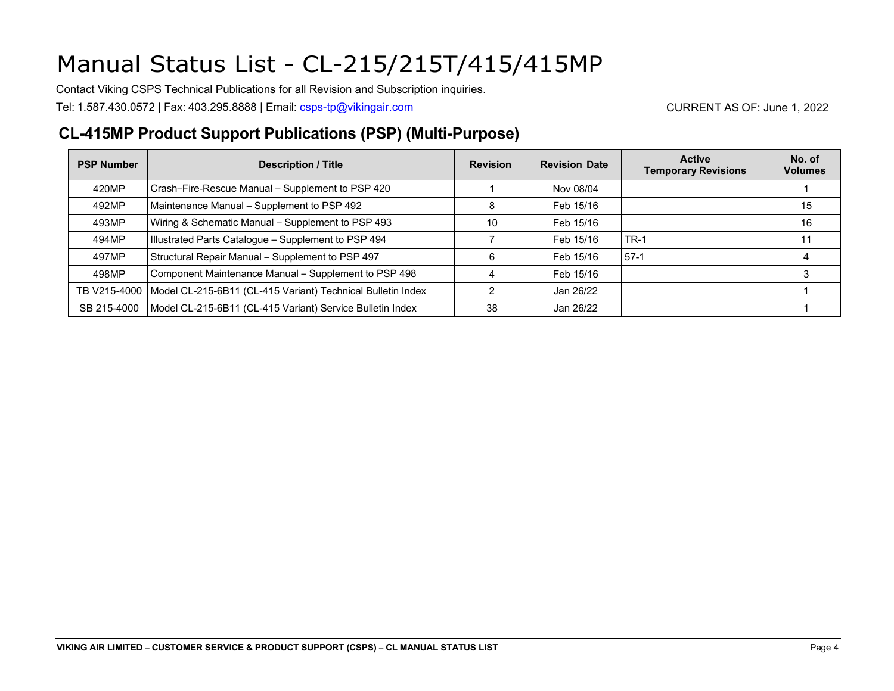# Manual Status List - CL-215/215T/415/415MP

Contact Viking CSPS Technical Publications for all Revision and Subscription inquiries.

Tel: 1.587.430.0572 | Fax: 403.295.8888 | Email: csps-tp@vikingair.com

CURRENT AS OF: June 1, 2022

## CL-415MP Product Support Publications (PSP) (Multi-Purpose)

| PSP Number | Description / Title | Revision | Revision Date | Active Temporary Revisions | No. of Volumes |
|---|---|---|---|---|---|
| 420MP | Crash–Fire-Rescue Manual – Supplement to PSP 420 | 1 | Nov 08/04 | | 1 |
| 492MP | Maintenance Manual – Supplement to PSP 492 | 8 | Feb 15/16 | | 15 |
| 493MP | Wiring & Schematic Manual – Supplement to PSP 493 | 10 | Feb 15/16 | | 16 |
| 494MP | Illustrated Parts Catalogue – Supplement to PSP 494 | 7 | Feb 15/16 | TR-1 | 11 |
| 497MP | Structural Repair Manual – Supplement to PSP 497 | 6 | Feb 15/16 | 57-1 | 4 |
| 498MP | Component Maintenance Manual – Supplement to PSP 498 | 4 | Feb 15/16 | | 3 |
| TB V215-4000 | Model CL-215-6B11 (CL-415 Variant) Technical Bulletin Index | 2 | Jan 26/22 | | 1 |
| SB 215-4000 | Model CL-215-6B11 (CL-415 Variant) Service Bulletin Index | 38 | Jan 26/22 | | 1 |